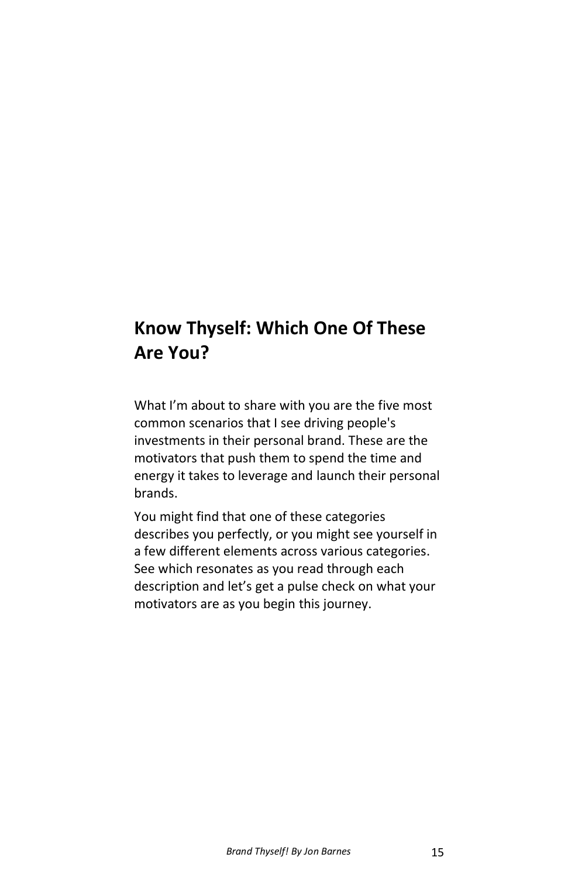## Know Thyself: Which One Of These Are You?

What I'm about to share with you are the five most common scenarios that I see driving people's investments in their personal brand. These are the motivators that push them to spend the time and energy it takes to leverage and launch their personal brands.

You might find that one of these categories describes you perfectly, or you might see yourself in a few different elements across various categories. See which resonates as you read through each description and let's get a pulse check on what your motivators are as you begin this journey.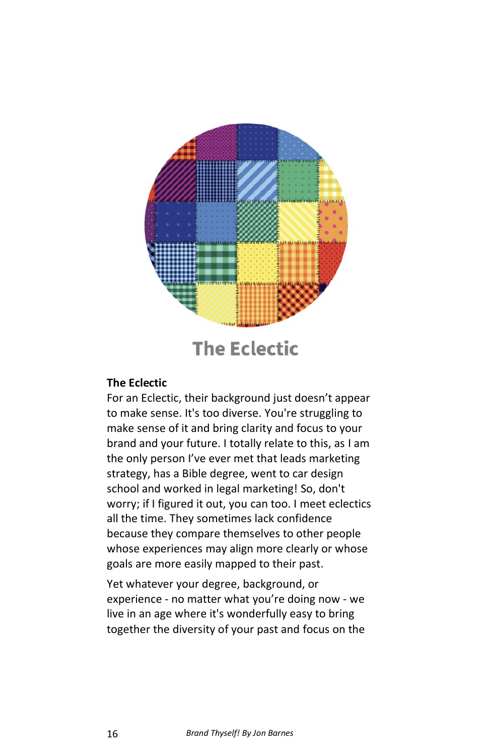# The Eclectic

**The Eclectic**
For an Eclectic, their background just doesn't appear to make sense. It's too diverse. You're struggling to make sense of it and bring clarity and focus to your brand and your future. I totally relate to this, as I am the only person I've ever met that leads marketing strategy, has a Bible degree, went to car design school and worked in legal marketing! So, don't worry; if I figured it out, you can too. I meet eclectics all the time. They sometimes lack confidence because they compare themselves to other people whose experiences may align more clearly or whose goals are more easily mapped to their past.

Yet whatever your degree, background, or experience - no matter what you're doing now - we live in an age where it's wonderfully easy to bring together the diversity of your past and focus on the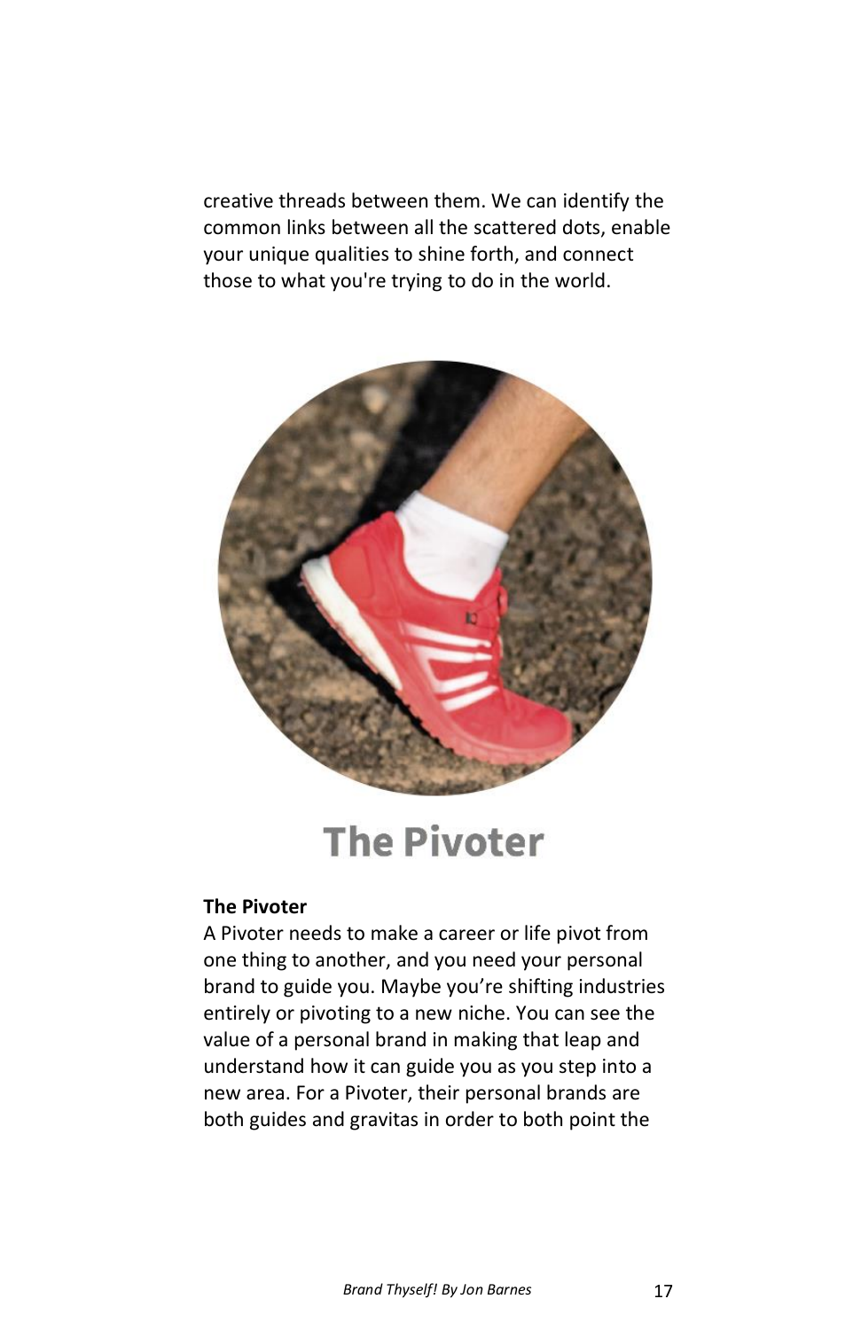creative threads between them. We can identify the common links between all the scattered dots, enable your unique qualities to shine forth, and connect those to what you're trying to do in the world.

## The Pivoter

**The Pivoter**

A Pivoter needs to make a career or life pivot from one thing to another, and you need your personal brand to guide you. Maybe you're shifting industries entirely or pivoting to a new niche. You can see the value of a personal brand in making that leap and understand how it can guide you as you step into a new area. For a Pivoter, their personal brands are both guides and gravitas in order to both point the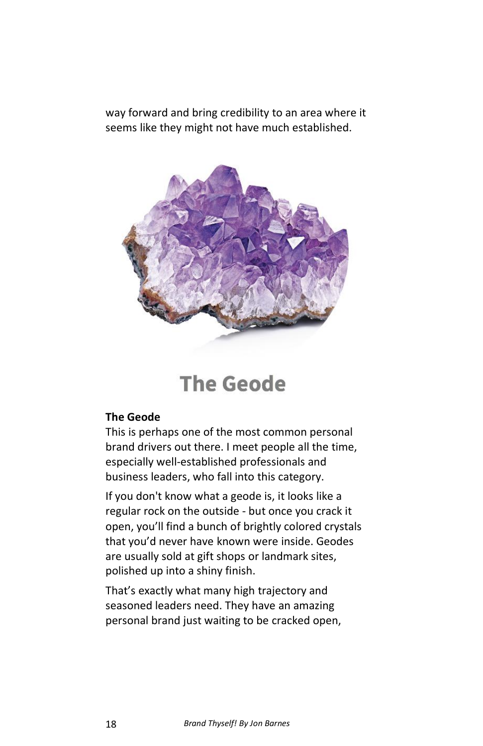way forward and bring credibility to an area where it seems like they might not have much established.

## The Geode

**The Geode**
This is perhaps one of the most common personal brand drivers out there. I meet people all the time, especially well-established professionals and business leaders, who fall into this category.

If you don't know what a geode is, it looks like a regular rock on the outside - but once you crack it open, you'll find a bunch of brightly colored crystals that you'd never have known were inside. Geodes are usually sold at gift shops or landmark sites, polished up into a shiny finish.

That's exactly what many high trajectory and seasoned leaders need. They have an amazing personal brand just waiting to be cracked open,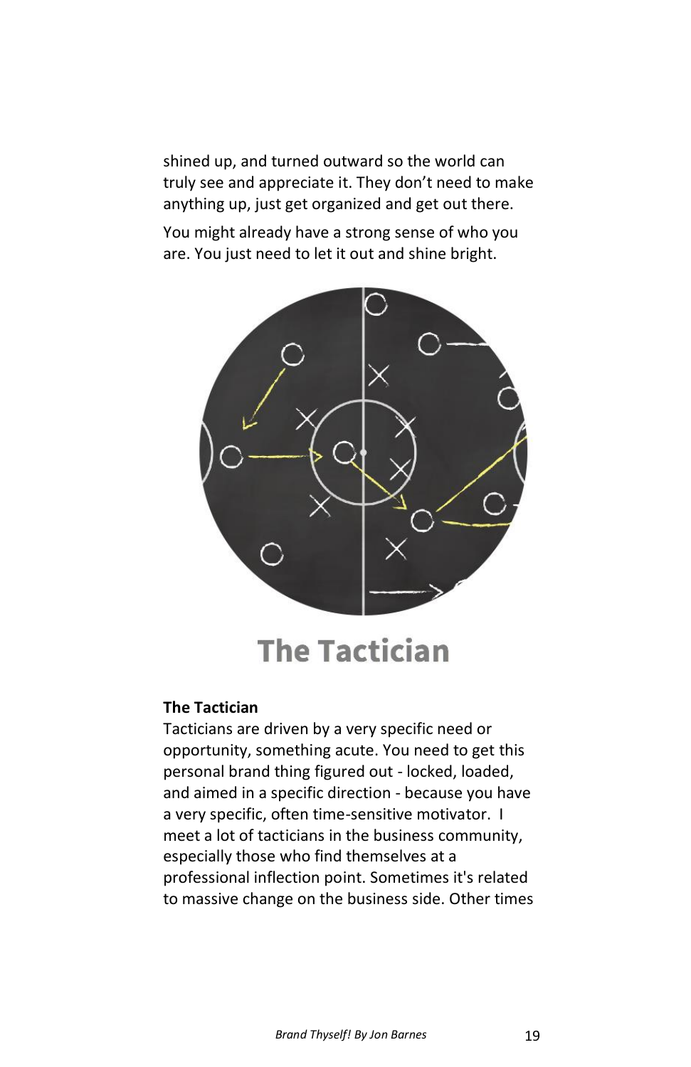shined up, and turned outward so the world can truly see and appreciate it. They don't need to make anything up, just get organized and get out there.

You might already have a strong sense of who you are. You just need to let it out and shine bright.

## The Tactician

**The Tactician**

Tacticians are driven by a very specific need or opportunity, something acute. You need to get this personal brand thing figured out - locked, loaded, and aimed in a specific direction - because you have a very specific, often time-sensitive motivator. I meet a lot of tacticians in the business community, especially those who find themselves at a professional inflection point. Sometimes it's related to massive change on the business side. Other times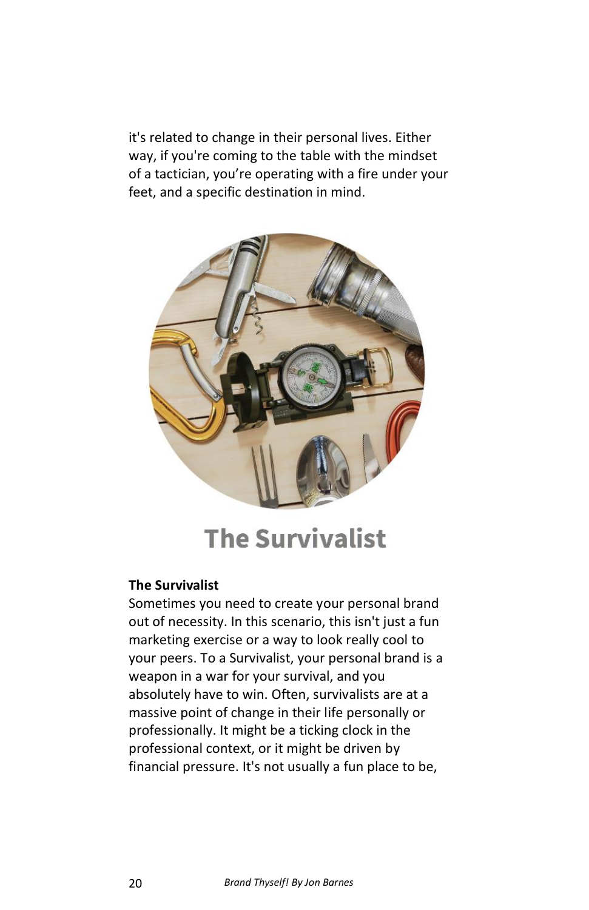it's related to change in their personal lives. Either way, if you're coming to the table with the mindset of a tactician, you're operating with a fire under your feet, and a specific destination in mind.

## The Survivalist

**The Survivalist**

Sometimes you need to create your personal brand out of necessity. In this scenario, this isn't just a fun marketing exercise or a way to look really cool to your peers. To a Survivalist, your personal brand is a weapon in a war for your survival, and you absolutely have to win. Often, survivalists are at a massive point of change in their life personally or professionally. It might be a ticking clock in the professional context, or it might be driven by financial pressure. It's not usually a fun place to be,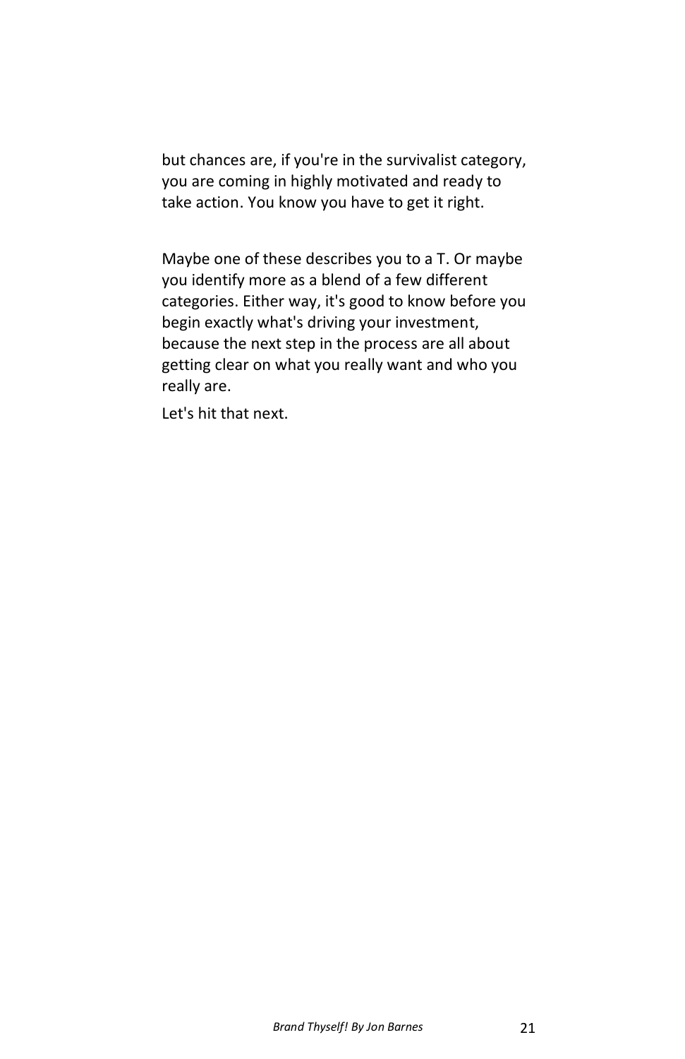but chances are, if you're in the survivalist category, you are coming in highly motivated and ready to take action. You know you have to get it right.

Maybe one of these describes you to a T. Or maybe you identify more as a blend of a few different categories. Either way, it's good to know before you begin exactly what's driving your investment, because the next step in the process are all about getting clear on what you really want and who you really are.

Let's hit that next.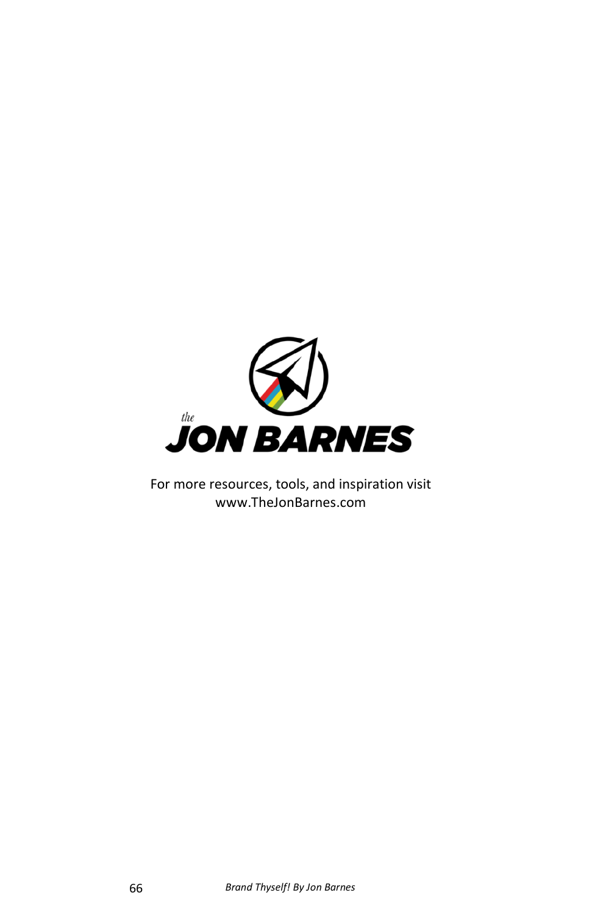the

JON BARNES

For more resources, tools, and inspiration visit
www.TheJonBarnes.com